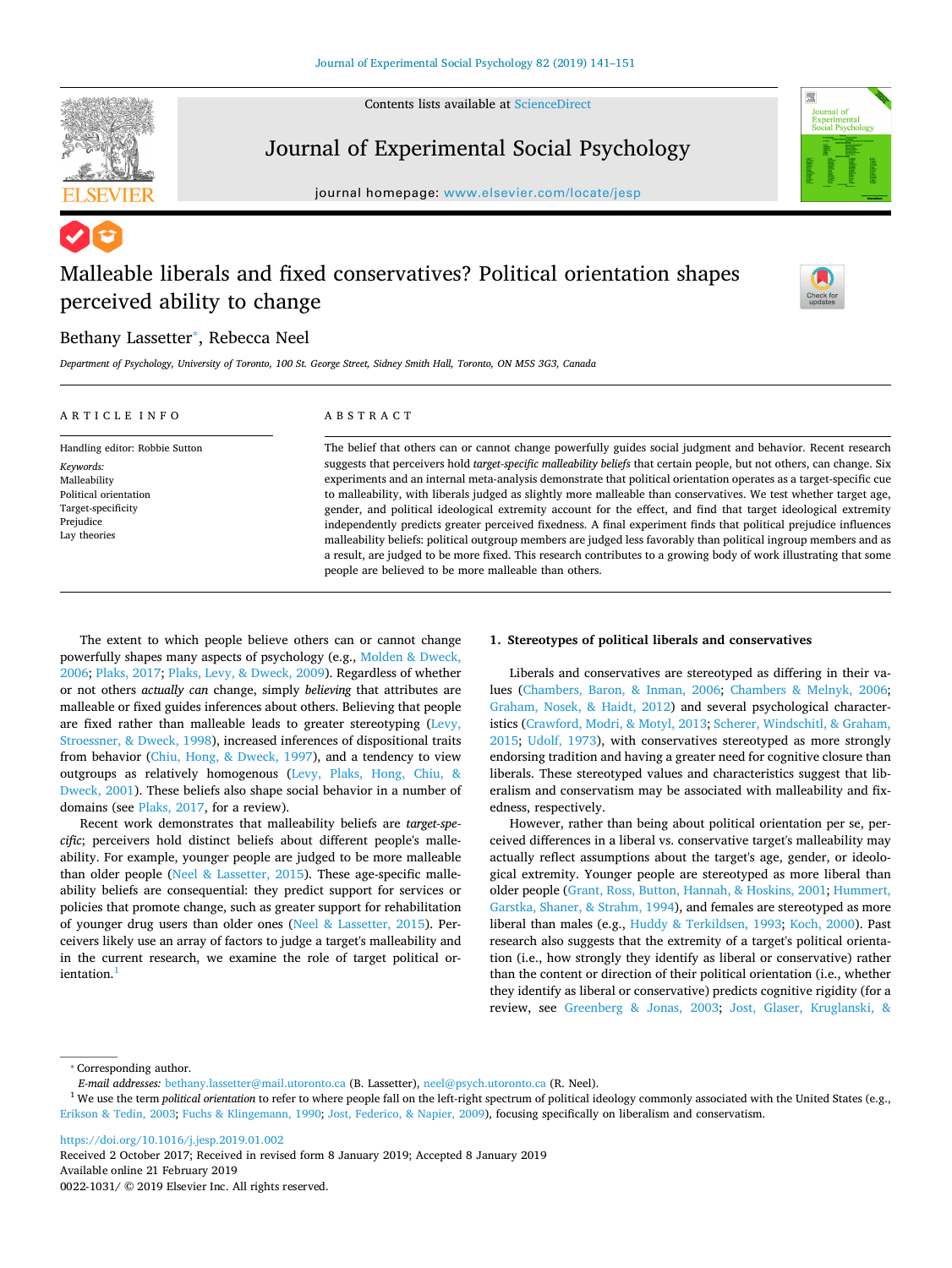# Malleable liberals and fixed conservatives? Political orientation shapes perceived ability to change

Bethany Lassetter*, Rebecca Neel

*Department of Psychology, University of Toronto, 100 St. George Street, Sidney Smith Hall, Toronto, ON M5S 3G3, Canada*

## ARTICLE INFO

Handling editor: Robbie Sutton

*Keywords:*
Malleability
Political orientation
Target-specificity
Prejudice
Lay theories

## ABSTRACT

The belief that others can or cannot change powerfully guides social judgment and behavior. Recent research suggests that perceivers hold *target-specific malleability beliefs* that certain people, but not others, can change. Six experiments and an internal meta-analysis demonstrate that political orientation operates as a target-specific cue to malleability, with liberals judged as slightly more malleable than conservatives. We test whether target age, gender, and political ideological extremity account for the effect, and find that target ideological extremity independently predicts greater perceived fixedness. A final experiment finds that political prejudice influences malleability beliefs: political outgroup members are judged less favorably than political ingroup members and as a result, are judged to be more fixed. This research contributes to a growing body of work illustrating that some people are believed to be more malleable than others.

The extent to which people believe others can or cannot change powerfully shapes many aspects of psychology (e.g., Molden & Dweck, 2006; Plaks, 2017; Plaks, Levy, & Dweck, 2009). Regardless of whether or not others *actually can* change, simply *believing* that attributes are malleable or fixed guides inferences about others. Believing that people are fixed rather than malleable leads to greater stereotyping (Levy, Stroessner, & Dweck, 1998), increased inferences of dispositional traits from behavior (Chiu, Hong, & Dweck, 1997), and a tendency to view outgroups as relatively homogenous (Levy, Plaks, Hong, Chiu, & Dweck, 2001). These beliefs also shape social behavior in a number of domains (see Plaks, 2017, for a review).

Recent work demonstrates that malleability beliefs are *target-specific*; perceivers hold distinct beliefs about different people's malleability. For example, younger people are judged to be more malleable than older people (Neel & Lassetter, 2015). These age-specific malleability beliefs are consequential: they predict support for services or policies that promote change, such as greater support for rehabilitation of younger drug users than older ones (Neel & Lassetter, 2015). Perceivers likely use an array of factors to judge a target's malleability and in the current research, we examine the role of target political orientation.[1]

## 1. Stereotypes of political liberals and conservatives

Liberals and conservatives are stereotyped as differing in their values (Chambers, Baron, & Inman, 2006; Chambers & Melnyk, 2006; Graham, Nosek, & Haidt, 2012) and several psychological characteristics (Crawford, Modri, & Motyl, 2013; Scherer, Windschitl, & Graham, 2015; Udolf, 1973), with conservatives stereotyped as more strongly endorsing tradition and having a greater need for cognitive closure than liberals. These stereotyped values and characteristics suggest that liberalism and conservatism may be associated with malleability and fixedness, respectively.

However, rather than being about political orientation per se, perceived differences in a liberal vs. conservative target's malleability may actually reflect assumptions about the target's age, gender, or ideological extremity. Younger people are stereotyped as more liberal than older people (Grant, Ross, Button, Hannah, & Hoskins, 2001; Hummert, Garstka, Shaner, & Strahm, 1994), and females are stereotyped as more liberal than males (e.g., Huddy & Terkildsen, 1993; Koch, 2000). Past research also suggests that the extremity of a target's political orientation (i.e., how strongly they identify as liberal or conservative) rather than the content or direction of their political orientation (i.e., whether they identify as liberal or conservative) predicts cognitive rigidity (for a review, see Greenberg & Jonas, 2003; Jost, Glaser, Kruglanski, &

---

* Corresponding author.
*E-mail addresses:* bethany.lassetter@mail.utoronto.ca (B. Lassetter), neel@psych.utoronto.ca (R. Neel).

[1] We use the term *political orientation* to refer to where people fall on the left-right spectrum of political ideology commonly associated with the United States (e.g., Erikson & Tedin, 2003; Fuchs & Klingemann, 1990; Jost, Federico, & Napier, 2009), focusing specifically on liberalism and conservatism.

https://doi.org/10.1016/j.jesp.2019.01.002
Received 2 October 2017; Received in revised form 8 January 2019; Accepted 8 January 2019
Available online 21 February 2019
0022-1031/ © 2019 Elsevier Inc. All rights reserved.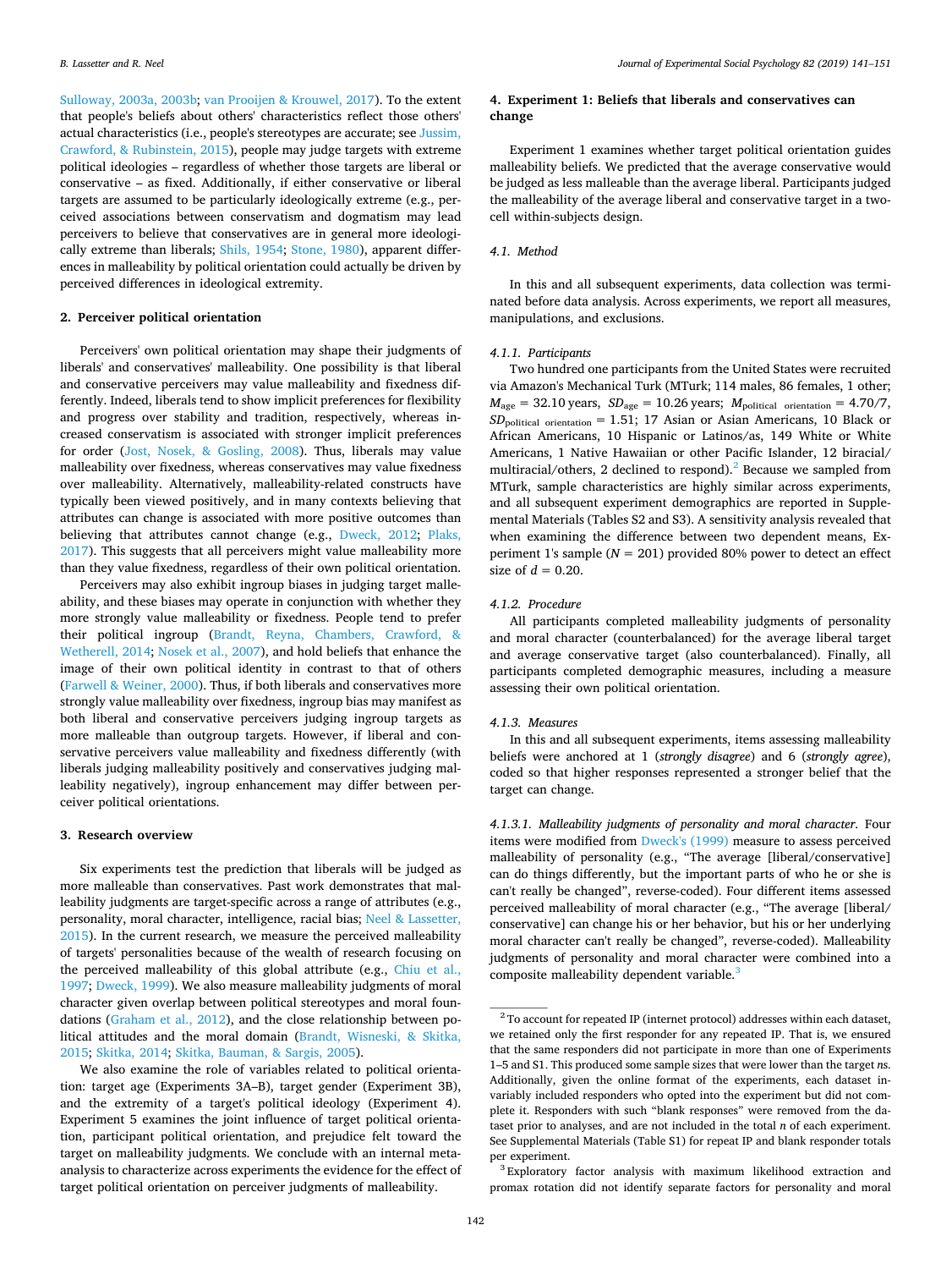Sulloway, 2003a, 2003b; van Prooijen & Krouwel, 2017). To the extent that people's beliefs about others' characteristics reflect those others' actual characteristics (i.e., people's stereotypes are accurate; see Jussim, Crawford, & Rubinstein, 2015), people may judge targets with extreme political ideologies – regardless of whether those targets are liberal or conservative – as fixed. Additionally, if either conservative or liberal targets are assumed to be particularly ideologically extreme (e.g., perceived associations between conservatism and dogmatism may lead perceivers to believe that conservatives are in general more ideologically extreme than liberals; Shils, 1954; Stone, 1980), apparent differences in malleability by political orientation could actually be driven by perceived differences in ideological extremity.

## 2. Perceiver political orientation

Perceivers' own political orientation may shape their judgments of liberals' and conservatives' malleability. One possibility is that liberal and conservative perceivers may value malleability and fixedness differently. Indeed, liberals tend to show implicit preferences for flexibility and progress over stability and tradition, respectively, whereas increased conservatism is associated with stronger implicit preferences for order (Jost, Nosek, & Gosling, 2008). Thus, liberals may value malleability over fixedness, whereas conservatives may value fixedness over malleability. Alternatively, malleability-related constructs have typically been viewed positively, and in many contexts believing that attributes can change is associated with more positive outcomes than believing that attributes cannot change (e.g., Dweck, 2012; Plaks, 2017). This suggests that all perceivers might value malleability more than they value fixedness, regardless of their own political orientation.

Perceivers may also exhibit ingroup biases in judging target malleability, and these biases may operate in conjunction with whether they more strongly value malleability or fixedness. People tend to prefer their political ingroup (Brandt, Reyna, Chambers, Crawford, & Wetherell, 2014; Nosek et al., 2007), and hold beliefs that enhance the image of their own political identity in contrast to that of others (Farwell & Weiner, 2000). Thus, if both liberals and conservatives more strongly value malleability over fixedness, ingroup bias may manifest as both liberal and conservative perceivers judging ingroup targets as more malleable than outgroup targets. However, if liberal and conservative perceivers value malleability and fixedness differently (with liberals judging malleability positively and conservatives judging malleability negatively), ingroup enhancement may differ between perceiver political orientations.

## 3. Research overview

Six experiments test the prediction that liberals will be judged as more malleable than conservatives. Past work demonstrates that malleability judgments are target-specific across a range of attributes (e.g., personality, moral character, intelligence, racial bias; Neel & Lassetter, 2015). In the current research, we measure the perceived malleability of targets' personalities because of the wealth of research focusing on the perceived malleability of this global attribute (e.g., Chiu et al., 1997; Dweck, 1999). We also measure malleability judgments of moral character given overlap between political stereotypes and moral foundations (Graham et al., 2012), and the close relationship between political attitudes and the moral domain (Brandt, Wisneski, & Skitka, 2015; Skitka, 2014; Skitka, Bauman, & Sargis, 2005).

We also examine the role of variables related to political orientation: target age (Experiments 3A–B), target gender (Experiment 3B), and the extremity of a target's political ideology (Experiment 4). Experiment 5 examines the joint influence of target political orientation, participant political orientation, and prejudice felt toward the target on malleability judgments. We conclude with an internal meta-analysis to characterize across experiments the evidence for the effect of target political orientation on perceiver judgments of malleability.

## 4. Experiment 1: Beliefs that liberals and conservatives can change

Experiment 1 examines whether target political orientation guides malleability beliefs. We predicted that the average conservative would be judged as less malleable than the average liberal. Participants judged the malleability of the average liberal and conservative target in a two-cell within-subjects design.

### 4.1. Method

In this and all subsequent experiments, data collection was terminated before data analysis. Across experiments, we report all measures, manipulations, and exclusions.

#### 4.1.1. Participants

Two hundred one participants from the United States were recruited via Amazon's Mechanical Turk (MTurk; 114 males, 86 females, 1 other; $M_{\text{age}} = 32.10$ years, $SD_{\text{age}} = 10.26$ years; $M_{\text{political orientation}} = 4.70/7$, $SD_{\text{political orientation}} = 1.51$; 17 Asian or Asian Americans, 10 Black or African Americans, 10 Hispanic or Latinos/as, 149 White or White Americans, 1 Native Hawaiian or other Pacific Islander, 12 biracial/multiracial/others, 2 declined to respond).[2] Because we sampled from MTurk, sample characteristics are highly similar across experiments, and all subsequent experiment demographics are reported in Supplemental Materials (Tables S2 and S3). A sensitivity analysis revealed that when examining the difference between two dependent means, Experiment 1's sample ($N = 201$) provided 80% power to detect an effect size of $d = 0.20$.

#### 4.1.2. Procedure

All participants completed malleability judgments of personality and moral character (counterbalanced) for the average liberal target and average conservative target (also counterbalanced). Finally, all participants completed demographic measures, including a measure assessing their own political orientation.

#### 4.1.3. Measures

In this and all subsequent experiments, items assessing malleability beliefs were anchored at 1 (*strongly disagree*) and 6 (*strongly agree*), coded so that higher responses represented a stronger belief that the target can change.

##### 4.1.3.1. Malleability judgments of personality and moral character.

Four items were modified from Dweck's (1999) measure to assess perceived malleability of personality (e.g., "The average [liberal/conservative] can do things differently, but the important parts of who he or she is can't really be changed", reverse-coded). Four different items assessed perceived malleability of moral character (e.g., "The average [liberal/conservative] can change his or her behavior, but his or her underlying moral character can't really be changed", reverse-coded). Malleability judgments of personality and moral character were combined into a composite malleability dependent variable.[3]

---

[2] To account for repeated IP (internet protocol) addresses within each dataset, we retained only the first responder for any repeated IP. That is, we ensured that the same responders did not participate in more than one of Experiments 1–5 and S1. This produced some sample sizes that were lower than the target *n*s. Additionally, given the online format of the experiments, each dataset invariably included responders who opted into the experiment but did not complete it. Responders with such "blank responses" were removed from the dataset prior to analyses, and are not included in the total *n* of each experiment. See Supplemental Materials (Table S1) for repeat IP and blank responder totals per experiment.

[3] Exploratory factor analysis with maximum likelihood extraction and promax rotation did not identify separate factors for personality and moral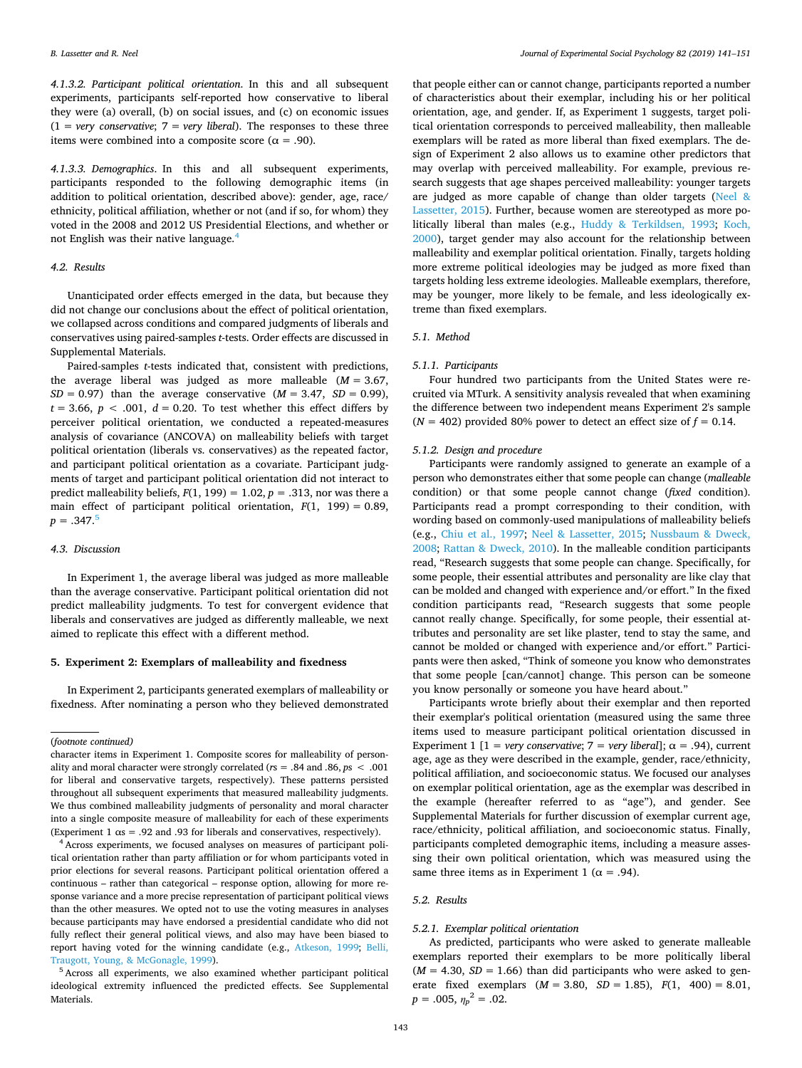*4.1.3.2. Participant political orientation*. In this and all subsequent experiments, participants self-reported how conservative to liberal they were (a) overall, (b) on social issues, and (c) on economic issues (1 = *very conservative*; 7 = *very liberal*). The responses to these three items were combined into a composite score (α = .90).

*4.1.3.3. Demographics*. In this and all subsequent experiments, participants responded to the following demographic items (in addition to political orientation, described above): gender, age, race/ethnicity, political affiliation, whether or not (and if so, for whom) they voted in the 2008 and 2012 US Presidential Elections, and whether or not English was their native language.[4]

### 4.2. Results

Unanticipated order effects emerged in the data, but because they did not change our conclusions about the effect of political orientation, we collapsed across conditions and compared judgments of liberals and conservatives using paired-samples *t*-tests. Order effects are discussed in Supplemental Materials.

Paired-samples *t*-tests indicated that, consistent with predictions, the average liberal was judged as more malleable ($M = 3.67$, $SD = 0.97$) than the average conservative ($M = 3.47$, $SD = 0.99$), $t = 3.66$, $p < .001$, $d = 0.20$. To test whether this effect differs by perceiver political orientation, we conducted a repeated-measures analysis of covariance (ANCOVA) on malleability beliefs with target political orientation (liberals vs. conservatives) as the repeated factor, and participant political orientation as a covariate. Participant judgments of target and participant political orientation did not interact to predict malleability beliefs, $F(1, 199) = 1.02$, $p = .313$, nor was there a main effect of participant political orientation, $F(1, 199) = 0.89$, $p = .347$.[5]

### 4.3. Discussion

In Experiment 1, the average liberal was judged as more malleable than the average conservative. Participant political orientation did not predict malleability judgments. To test for convergent evidence that liberals and conservatives are judged as differently malleable, we next aimed to replicate this effect with a different method.

## 5. Experiment 2: Exemplars of malleability and fixedness

In Experiment 2, participants generated exemplars of malleability or fixedness. After nominating a person who they believed demonstrated that people either can or cannot change, participants reported a number of characteristics about their exemplar, including his or her political orientation, age, and gender. If, as Experiment 1 suggests, target political orientation corresponds to perceived malleability, then malleable exemplars will be rated as more liberal than fixed exemplars. The design of Experiment 2 also allows us to examine other predictors that may overlap with perceived malleability. For example, previous research suggests that age shapes perceived malleability: younger targets are judged as more capable of change than older targets (Neel & Lassetter, 2015). Further, because women are stereotyped as more politically liberal than males (e.g., Huddy & Terkildsen, 1993; Koch, 2000), target gender may also account for the relationship between malleability and exemplar political orientation. Finally, targets holding more extreme political ideologies may be judged as more fixed than targets holding less extreme ideologies. Malleable exemplars, therefore, may be younger, more likely to be female, and less ideologically extreme than fixed exemplars.

### 5.1. Method

#### 5.1.1. Participants

Four hundred two participants from the United States were recruited via MTurk. A sensitivity analysis revealed that when examining the difference between two independent means Experiment 2's sample ($N = 402$) provided 80% power to detect an effect size of $f = 0.14$.

#### 5.1.2. Design and procedure

Participants were randomly assigned to generate an example of a person who demonstrates either that some people can change (*malleable* condition) or that some people cannot change (*fixed* condition). Participants read a prompt corresponding to their condition, with wording based on commonly-used manipulations of malleability beliefs (e.g., Chiu et al., 1997; Neel & Lassetter, 2015; Nussbaum & Dweck, 2008; Rattan & Dweck, 2010). In the malleable condition participants read, "Research suggests that some people can change. Specifically, for some people, their essential attributes and personality are like clay that can be molded and changed with experience and/or effort." In the fixed condition participants read, "Research suggests that some people cannot really change. Specifically, for some people, their essential attributes and personality are set like plaster, tend to stay the same, and cannot be molded or changed with experience and/or effort." Participants were then asked, "Think of someone you know who demonstrates that some people [can/cannot] change. This person can be someone you know personally or someone you have heard about."

Participants wrote briefly about their exemplar and then reported their exemplar's political orientation (measured using the same three items used to measure participant political orientation discussed in Experiment 1 [1 = *very conservative*; 7 = *very liberal*]; α = .94), current age, age as they were described in the example, gender, race/ethnicity, political affiliation, and socioeconomic status. We focused our analyses on exemplar political orientation, age as the exemplar was described in the example (hereafter referred to as "age"), and gender. See Supplemental Materials for further discussion of exemplar current age, race/ethnicity, political affiliation, and socioeconomic status. Finally, participants completed demographic items, including a measure assessing their own political orientation, which was measured using the same three items as in Experiment 1 (α = .94).

### 5.2. Results

#### 5.2.1. Exemplar political orientation

As predicted, participants who were asked to generate malleable exemplars reported their exemplars to be more politically liberal ($M = 4.30$, $SD = 1.66$) than did participants who were asked to generate fixed exemplars ($M = 3.80$, $SD = 1.85$), $F(1, 400) = 8.01$, $p = .005$, $\eta_p^2 = .02$.

---

(*footnote continued*)
character items in Experiment 1. Composite scores for malleability of personality and moral character were strongly correlated ($rs = .84$ and $.86$, $ps < .001$ for liberal and conservative targets, respectively). These patterns persisted throughout all subsequent experiments that measured malleability judgments. We thus combined malleability judgments of personality and moral character into a single composite measure of malleability for each of these experiments (Experiment 1 αs = .92 and .93 for liberals and conservatives, respectively).

[4] Across experiments, we focused analyses on measures of participant political orientation rather than party affiliation or for whom participants voted in prior elections for several reasons. Participant political orientation offered a continuous – rather than categorical – response option, allowing for more response variance and a more precise representation of participant political views than the other measures. We opted not to use the voting measures in analyses because participants may have endorsed a presidential candidate who did not fully reflect their general political views, and also may have been biased to report having voted for the winning candidate (e.g., Atkeson, 1999; Belli, Traugott, Young, & McGonagle, 1999).

[5] Across all experiments, we also examined whether participant political ideological extremity influenced the predicted effects. See Supplemental Materials.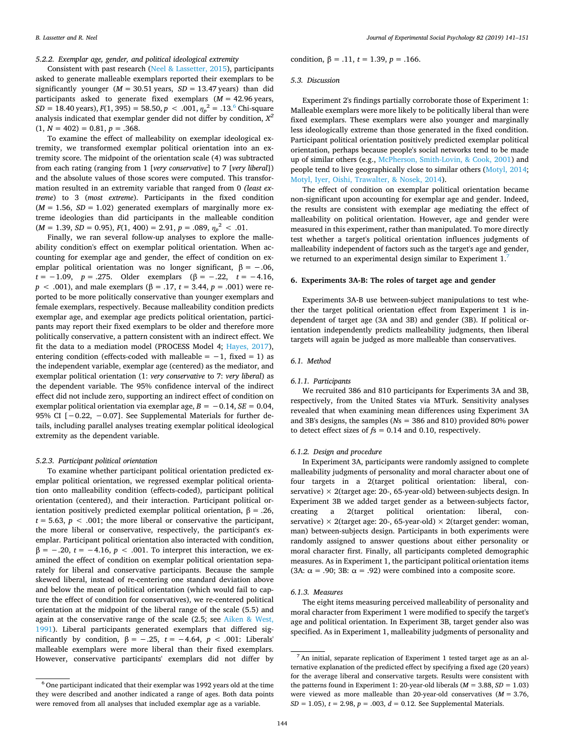#### 5.2.2. Exemplar age, gender, and political ideological extremity

Consistent with past research (Neel & Lassetter, 2015), participants asked to generate malleable exemplars reported their exemplars to be significantly younger ($M = 30.51$ years, $SD = 13.47$ years) than did participants asked to generate fixed exemplars ($M = 42.96$ years, $SD = 18.40$ years), $F(1, 395) = 58.50$, $p < .001$, $\eta_p^2 = .13$.[6] Chi-square analysis indicated that exemplar gender did not differ by condition, $X^2(1, N = 402) = 0.81$, $p = .368$.

To examine the effect of malleability on exemplar ideological extremity, we transformed exemplar political orientation into an extremity score. The midpoint of the orientation scale (4) was subtracted from each rating (ranging from 1 [*very conservative*] to 7 [*very liberal*]) and the absolute values of those scores were computed. This transformation resulted in an extremity variable that ranged from 0 *(least extreme)* to 3 (*most extreme*). Participants in the fixed condition ($M = 1.56$, $SD = 1.02$) generated exemplars of marginally more extreme ideologies than did participants in the malleable condition ($M = 1.39$, $SD = 0.95$), $F(1, 400) = 2.91$, $p = .089$, $\eta_p^2 < .01$.

Finally, we ran several follow-up analyses to explore the malleability condition's effect on exemplar political orientation. When accounting for exemplar age and gender, the effect of condition on exemplar political orientation was no longer significant, $\beta = -.06$, $t = -1.09$, $p = .275$. Older exemplars ($\beta = -.22$, $t = -4.16$, $p < .001$), and male exemplars ($\beta = .17$, $t = 3.44$, $p = .001$) were reported to be more politically conservative than younger exemplars and female exemplars, respectively. Because malleability condition predicts exemplar age, and exemplar age predicts political orientation, participants may report their fixed exemplars to be older and therefore more politically conservative, a pattern consistent with an indirect effect. We fit the data to a mediation model (PROCESS Model 4; Hayes, 2017), entering condition (effects-coded with malleable = −1, fixed = 1) as the independent variable, exemplar age (centered) as the mediator, and exemplar political orientation (1: *very conservative* to 7: *very liberal*) as the dependent variable. The 95% confidence interval of the indirect effect did not include zero, supporting an indirect effect of condition on exemplar political orientation via exemplar age, $B = -0.14$, $SE = 0.04$, 95% CI [−0.22, −0.07]. See Supplemental Materials for further details, including parallel analyses treating exemplar political ideological extremity as the dependent variable.

#### 5.2.3. Participant political orientation

To examine whether participant political orientation predicted exemplar political orientation, we regressed exemplar political orientation onto malleability condition (effects-coded), participant political orientation (centered), and their interaction. Participant political orientation positively predicted exemplar political orientation, $\beta = .26$, $t = 5.63$, $p < .001$; the more liberal or conservative the participant, the more liberal or conservative, respectively, the participant's exemplar. Participant political orientation also interacted with condition, $\beta = -.20$, $t = -4.16$, $p < .001$. To interpret this interaction, we examined the effect of condition on exemplar political orientation separately for liberal and conservative participants. Because the sample skewed liberal, instead of re-centering one standard deviation above and below the mean of political orientation (which would fail to capture the effect of condition for conservatives), we re-centered political orientation at the midpoint of the liberal range of the scale (5.5) and again at the conservative range of the scale (2.5; see Aiken & West, 1991). Liberal participants generated exemplars that differed significantly by condition, $\beta = -.25$, $t = -4.64$, $p < .001$: Liberals' malleable exemplars were more liberal than their fixed exemplars. However, conservative participants' exemplars did not differ by condition, $\beta = .11$, $t = 1.39$, $p = .166$.

### 5.3. Discussion

Experiment 2's findings partially corroborate those of Experiment 1: Malleable exemplars were more likely to be politically liberal than were fixed exemplars. These exemplars were also younger and marginally less ideologically extreme than those generated in the fixed condition. Participant political orientation positively predicted exemplar political orientation, perhaps because people's social networks tend to be made up of similar others (e.g., McPherson, Smith-Lovin, & Cook, 2001) and people tend to live geographically close to similar others (Motyl, 2014; Motyl, Iyer, Oishi, Trawalter, & Nosek, 2014).

The effect of condition on exemplar political orientation became non-significant upon accounting for exemplar age and gender. Indeed, the results are consistent with exemplar age mediating the effect of malleability on political orientation. However, age and gender were measured in this experiment, rather than manipulated. To more directly test whether a target's political orientation influences judgments of malleability independent of factors such as the target's age and gender, we returned to an experimental design similar to Experiment 1.[7]

## 6. Experiments 3A-B: The roles of target age and gender

Experiments 3A-B use between-subject manipulations to test whether the target political orientation effect from Experiment 1 is independent of target age (3A and 3B) and gender (3B). If political orientation independently predicts malleability judgments, then liberal targets will again be judged as more malleable than conservatives.

### 6.1. Method

#### 6.1.1. Participants

We recruited 386 and 810 participants for Experiments 3A and 3B, respectively, from the United States via MTurk. Sensitivity analyses revealed that when examining mean differences using Experiment 3A and 3B's designs, the samples ($Ns$ = 386 and 810) provided 80% power to detect effect sizes of $fs$ = 0.14 and 0.10, respectively.

#### 6.1.2. Design and procedure

In Experiment 3A, participants were randomly assigned to complete malleability judgments of personality and moral character about one of four targets in a 2(target political orientation: liberal, conservative) × 2(target age: 20-, 65-year-old) between-subjects design. In Experiment 3B we added target gender as a between-subjects factor, creating a 2(target political orientation: liberal, conservative) × 2(target age: 20-, 65-year-old) × 2(target gender: woman, man) between-subjects design. Participants in both experiments were randomly assigned to answer questions about either personality or moral character first. Finally, all participants completed demographic measures. As in Experiment 1, the participant political orientation items (3A: α = .90; 3B: α = .92) were combined into a composite score.

#### 6.1.3. Measures

The eight items measuring perceived malleability of personality and moral character from Experiment 1 were modified to specify the target's age and political orientation. In Experiment 3B, target gender also was specified. As in Experiment 1, malleability judgments of personality and

---

[6] One participant indicated that their exemplar was 1992 years old at the time they were described and another indicated a range of ages. Both data points were removed from all analyses that included exemplar age as a variable.

[7] An initial, separate replication of Experiment 1 tested target age as an alternative explanation of the predicted effect by specifying a fixed age (20 years) for the average liberal and conservative targets. Results were consistent with the patterns found in Experiment 1: 20-year-old liberals ($M = 3.88$, $SD = 1.03$) were viewed as more malleable than 20-year-old conservatives ($M = 3.76$, $SD = 1.05$), $t = 2.98$, $p = .003$, $d = 0.12$. See Supplemental Materials.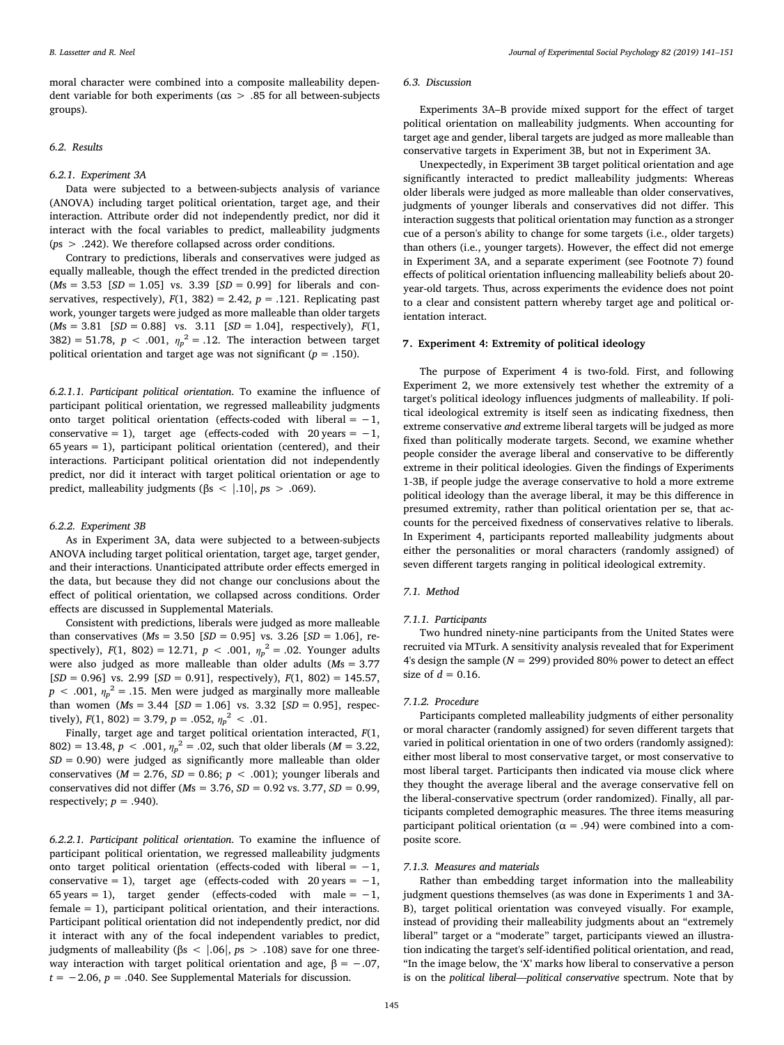moral character were combined into a composite malleability dependent variable for both experiments ($\alpha s > .85$ for all between-subjects groups).

### 6.2. Results

#### 6.2.1. Experiment 3A

Data were subjected to a between-subjects analysis of variance (ANOVA) including target political orientation, target age, and their interaction. Attribute order did not independently predict, nor did it interact with the focal variables to predict, malleability judgments ($ps > .242$). We therefore collapsed across order conditions.

Contrary to predictions, liberals and conservatives were judged as equally malleable, though the effect trended in the predicted direction ($Ms = 3.53$ [$SD = 1.05$] vs. $3.39$ [$SD = 0.99$] for liberals and conservatives, respectively), $F(1, 382) = 2.42$, $p = .121$. Replicating past work, younger targets were judged as more malleable than older targets ($Ms = 3.81$ [$SD = 0.88$] vs. $3.11$ [$SD = 1.04$], respectively), $F(1, 382) = 51.78$, $p < .001$, $\eta_p^2 = .12$. The interaction between target political orientation and target age was not significant ($p = .150$).

##### 6.2.1.1. Participant political orientation.

To examine the influence of participant political orientation, we regressed malleability judgments onto target political orientation (effects-coded with liberal = −1, conservative = 1), target age (effects-coded with 20 years = −1, 65 years = 1), participant political orientation (centered), and their interactions. Participant political orientation did not independently predict, nor did it interact with target political orientation or age to predict, malleability judgments ($\beta s < |.10|$, $ps > .069$).

#### 6.2.2. Experiment 3B

As in Experiment 3A, data were subjected to a between-subjects ANOVA including target political orientation, target age, target gender, and their interactions. Unanticipated attribute order effects emerged in the data, but because they did not change our conclusions about the effect of political orientation, we collapsed across conditions. Order effects are discussed in Supplemental Materials.

Consistent with predictions, liberals were judged as more malleable than conservatives ($Ms = 3.50$ [$SD = 0.95$] vs. $3.26$ [$SD = 1.06$], respectively), $F(1, 802) = 12.71$, $p < .001$, $\eta_p^2 = .02$. Younger adults were also judged as more malleable than older adults ($Ms = 3.77$ [$SD = 0.96$] vs. $2.99$ [$SD = 0.91$], respectively), $F(1, 802) = 145.57$, $p < .001$, $\eta_p^2 = .15$. Men were judged as marginally more malleable than women ($Ms = 3.44$ [$SD = 1.06$] vs. $3.32$ [$SD = 0.95$], respectively), $F(1, 802) = 3.79$, $p = .052$, $\eta_p^2 < .01$.

Finally, target age and target political orientation interacted, $F(1, 802) = 13.48$, $p < .001$, $\eta_p^2 = .02$, such that older liberals ($M = 3.22$, $SD = 0.90$) were judged as significantly more malleable than older conservatives ($M = 2.76$, $SD = 0.86$; $p < .001$); younger liberals and conservatives did not differ ($Ms = 3.76$, $SD = 0.92$ vs. $3.77$, $SD = 0.99$, respectively; $p = .940$).

##### 6.2.2.1. Participant political orientation.

To examine the influence of participant political orientation, we regressed malleability judgments onto target political orientation (effects-coded with liberal = −1, conservative = 1), target age (effects-coded with 20 years = −1, 65 years = 1), target gender (effects-coded with male = −1, female = 1), participant political orientation, and their interactions. Participant political orientation did not independently predict, nor did it interact with any of the focal independent variables to predict, judgments of malleability ($\beta s < |.06|$, $ps > .108$) save for one three-way interaction with target political orientation and age, $\beta = -.07$, $t = -2.06$, $p = .040$. See Supplemental Materials for discussion.

### 6.3. Discussion

Experiments 3A–B provide mixed support for the effect of target political orientation on malleability judgments. When accounting for target age and gender, liberal targets are judged as more malleable than conservative targets in Experiment 3B, but not in Experiment 3A.

Unexpectedly, in Experiment 3B target political orientation and age significantly interacted to predict malleability judgments: Whereas older liberals were judged as more malleable than older conservatives, judgments of younger liberals and conservatives did not differ. This interaction suggests that political orientation may function as a stronger cue of a person's ability to change for some targets (i.e., older targets) than others (i.e., younger targets). However, the effect did not emerge in Experiment 3A, and a separate experiment (see Footnote 7) found effects of political orientation influencing malleability beliefs about 20-year-old targets. Thus, across experiments the evidence does not point to a clear and consistent pattern whereby target age and political orientation interact.

## 7. Experiment 4: Extremity of political ideology

The purpose of Experiment 4 is two-fold. First, and following Experiment 2, we more extensively test whether the extremity of a target's political ideology influences judgments of malleability. If political ideological extremity is itself seen as indicating fixedness, then extreme conservative *and* extreme liberal targets will be judged as more fixed than politically moderate targets. Second, we examine whether people consider the average liberal and conservative to be differently extreme in their political ideologies. Given the findings of Experiments 1-3B, if people judge the average conservative to hold a more extreme political ideology than the average liberal, it may be this difference in presumed extremity, rather than political orientation per se, that accounts for the perceived fixedness of conservatives relative to liberals. In Experiment 4, participants reported malleability judgments about either the personalities or moral characters (randomly assigned) of seven different targets ranging in political ideological extremity.

### 7.1. Method

#### 7.1.1. Participants

Two hundred ninety-nine participants from the United States were recruited via MTurk. A sensitivity analysis revealed that for Experiment 4's design the sample ($N = 299$) provided 80% power to detect an effect size of $d = 0.16$.

#### 7.1.2. Procedure

Participants completed malleability judgments of either personality or moral character (randomly assigned) for seven different targets that varied in political orientation in one of two orders (randomly assigned): either most liberal to most conservative target, or most conservative to most liberal target. Participants then indicated via mouse click where they thought the average liberal and the average conservative fell on the liberal-conservative spectrum (order randomized). Finally, all participants completed demographic measures. The three items measuring participant political orientation ($\alpha = .94$) were combined into a composite score.

#### 7.1.3. Measures and materials

Rather than embedding target information into the malleability judgment questions themselves (as was done in Experiments 1 and 3A-B), target political orientation was conveyed visually. For example, instead of providing their malleability judgments about an "extremely liberal" target or a "moderate" target, participants viewed an illustration indicating the target's self-identified political orientation, and read, "In the image below, the 'X' marks how liberal to conservative a person is on the *political liberal—political conservative* spectrum. Note that by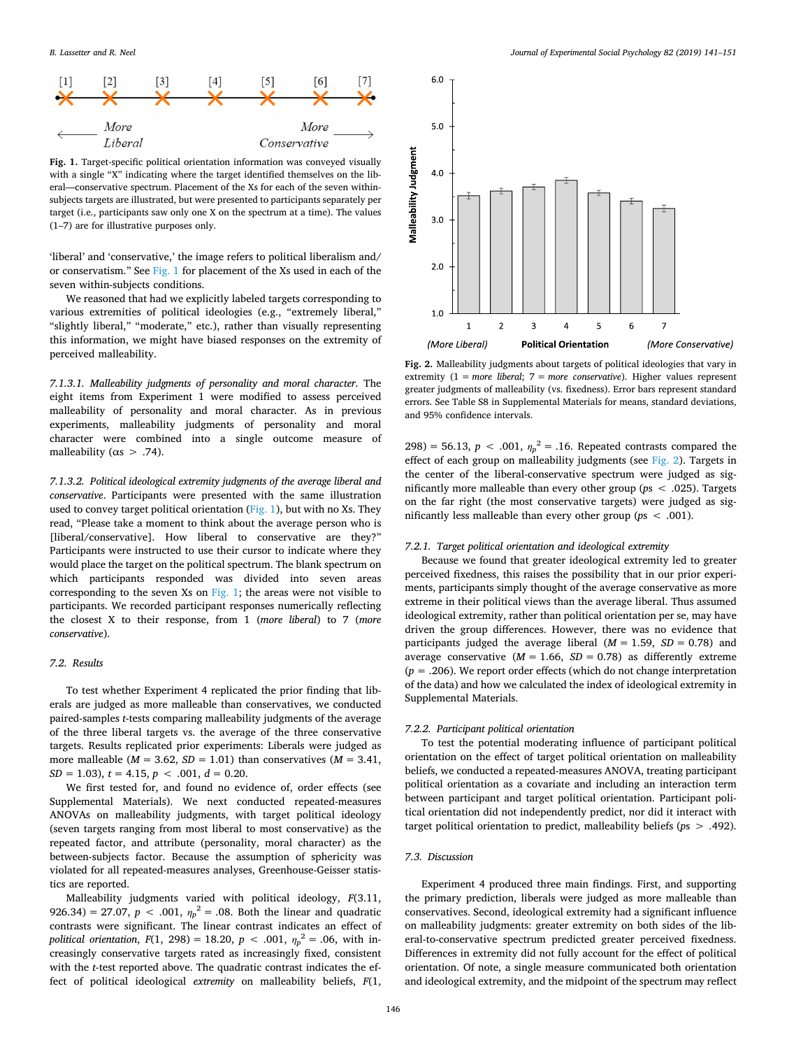**Fig. 1.** Target-specific political orientation information was conveyed visually with a single "X" indicating where the target identified themselves on the liberal—conservative spectrum. Placement of the Xs for each of the seven within-subjects targets are illustrated, but were presented to participants separately per target (i.e., participants saw only one X on the spectrum at a time). The values (1–7) are for illustrative purposes only.

'liberal' and 'conservative,' the image refers to political liberalism and/or conservatism." See Fig. 1 for placement of the Xs used in each of the seven within-subjects conditions.

We reasoned that had we explicitly labeled targets corresponding to various extremities of political ideologies (e.g., "extremely liberal," "slightly liberal," "moderate," etc.), rather than visually representing this information, we might have biased responses on the extremity of perceived malleability.

*7.1.3.1. Malleability judgments of personality and moral character.* The eight items from Experiment 1 were modified to assess perceived malleability of personality and moral character. As in previous experiments, malleability judgments of personality and moral character were combined into a single outcome measure of malleability (αs > .74).

*7.1.3.2. Political ideological extremity judgments of the average liberal and conservative.* Participants were presented with the same illustration used to convey target political orientation (Fig. 1), but with no Xs. They read, "Please take a moment to think about the average person who is [liberal/conservative]. How liberal to conservative are they?" Participants were instructed to use their cursor to indicate where they would place the target on the political spectrum. The blank spectrum on which participants responded was divided into seven areas corresponding to the seven Xs on Fig. 1; the areas were not visible to participants. We recorded participant responses numerically reflecting the closest X to their response, from 1 (*more liberal*) to 7 (*more conservative*).

### 7.2. Results

To test whether Experiment 4 replicated the prior finding that liberals are judged as more malleable than conservatives, we conducted paired-samples *t*-tests comparing malleability judgments of the average of the three liberal targets vs. the average of the three conservative targets. Results replicated prior experiments: Liberals were judged as more malleable ($M = 3.62$, $SD = 1.01$) than conservatives ($M = 3.41$, $SD = 1.03$), $t = 4.15$, $p < .001$, $d = 0.20$.

We first tested for, and found no evidence of, order effects (see Supplemental Materials). We next conducted repeated-measures ANOVAs on malleability judgments, with target political ideology (seven targets ranging from most liberal to most conservative) as the repeated factor, and attribute (personality, moral character) as the between-subjects factor. Because the assumption of sphericity was violated for all repeated-measures analyses, Greenhouse-Geisser statistics are reported.

Malleability judgments varied with political ideology, $F(3.11, 926.34) = 27.07$, $p < .001$, $\eta_p^2 = .08$. Both the linear and quadratic contrasts were significant. The linear contrast indicates an effect of *political orientation*, $F(1, 298) = 18.20$, $p < .001$, $\eta_p^2 = .06$, with increasingly conservative targets rated as increasingly fixed, consistent with the *t*-test reported above. The quadratic contrast indicates the effect of political ideological *extremity* on malleability beliefs, $F(1, 298) = 56.13$, $p < .001$, $\eta_p^2 = .16$. Repeated contrasts compared the effect of each group on malleability judgments (see Fig. 2). Targets in the center of the liberal-conservative spectrum were judged as significantly more malleable than every other group (*ps* < .025). Targets on the far right (the most conservative targets) were judged as significantly less malleable than every other group (*ps* < .001).

**Fig. 2.** Malleability judgments about targets of political ideologies that vary in extremity (1 = *more liberal*; 7 = *more conservative*). Higher values represent greater judgments of malleability (vs. fixedness). Error bars represent standard errors. See Table S8 in Supplemental Materials for means, standard deviations, and 95% confidence intervals.

#### 7.2.1. Target political orientation and ideological extremity

Because we found that greater ideological extremity led to greater perceived fixedness, this raises the possibility that in our prior experiments, participants simply thought of the average conservative as more extreme in their political views than the average liberal. Thus assumed ideological extremity, rather than political orientation per se, may have driven the group differences. However, there was no evidence that participants judged the average liberal ($M = 1.59$, $SD = 0.78$) and average conservative ($M = 1.66$, $SD = 0.78$) as differently extreme ($p = .206$). We report order effects (which do not change interpretation of the data) and how we calculated the index of ideological extremity in Supplemental Materials.

#### 7.2.2. Participant political orientation

To test the potential moderating influence of participant political orientation on the effect of target political orientation on malleability beliefs, we conducted a repeated-measures ANOVA, treating participant political orientation as a covariate and including an interaction term between participant and target political orientation. Participant political orientation did not independently predict, nor did it interact with target political orientation to predict, malleability beliefs (*ps* > .492).

### 7.3. Discussion

Experiment 4 produced three main findings. First, and supporting the primary prediction, liberals were judged as more malleable than conservatives. Second, ideological extremity had a significant influence on malleability judgments: greater extremity on both sides of the liberal-to-conservative spectrum predicted greater perceived fixedness. Differences in extremity did not fully account for the effect of political orientation. Of note, a single measure communicated both orientation and ideological extremity, and the midpoint of the spectrum may reflect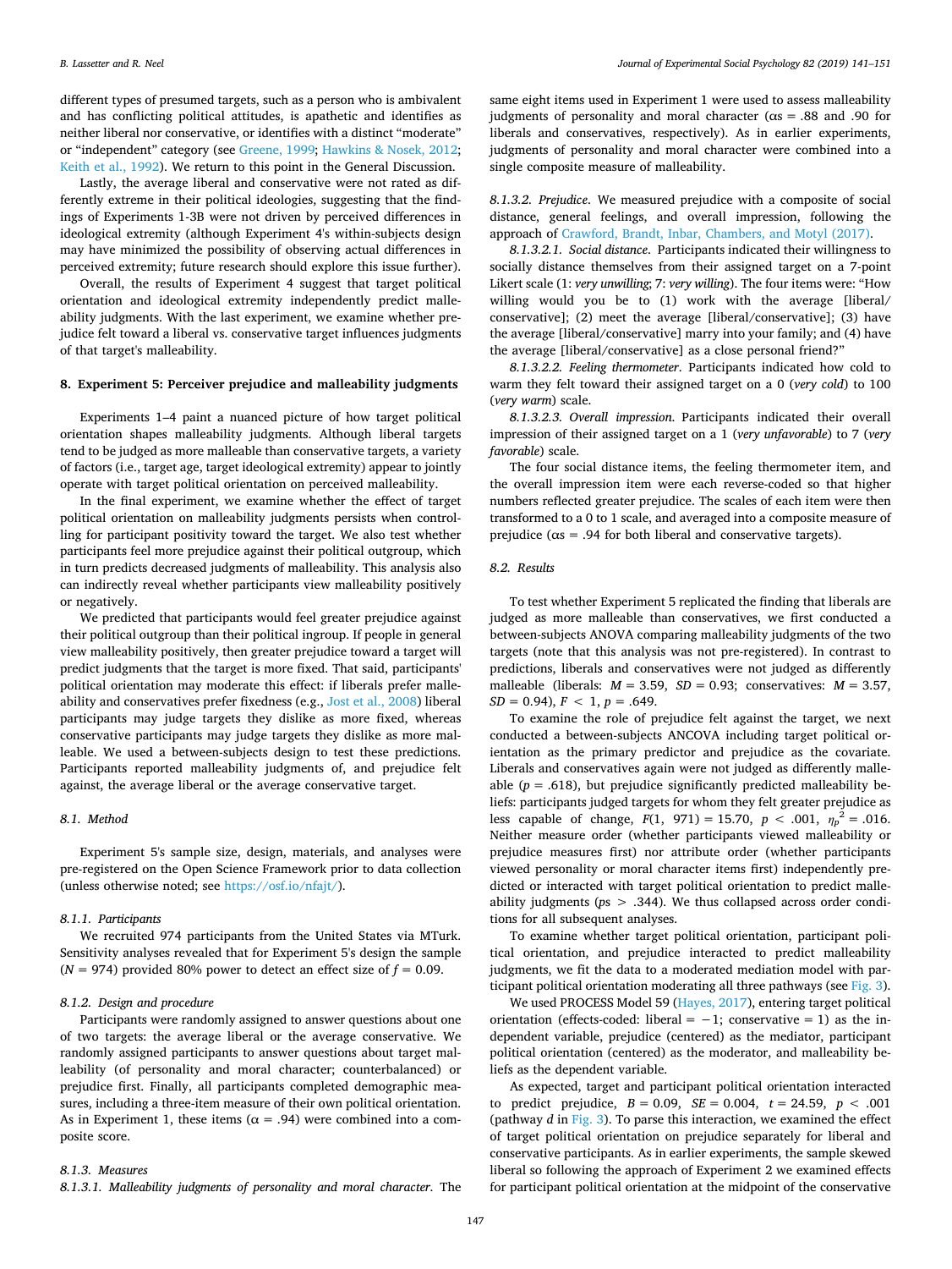different types of presumed targets, such as a person who is ambivalent and has conflicting political attitudes, is apathetic and identifies as neither liberal nor conservative, or identifies with a distinct "moderate" or "independent" category (see Greene, 1999; Hawkins & Nosek, 2012; Keith et al., 1992). We return to this point in the General Discussion.

Lastly, the average liberal and conservative were not rated as differently extreme in their political ideologies, suggesting that the findings of Experiments 1-3B were not driven by perceived differences in ideological extremity (although Experiment 4's within-subjects design may have minimized the possibility of observing actual differences in perceived extremity; future research should explore this issue further).

Overall, the results of Experiment 4 suggest that target political orientation and ideological extremity independently predict malleability judgments. With the last experiment, we examine whether prejudice felt toward a liberal vs. conservative target influences judgments of that target's malleability.

## 8. Experiment 5: Perceiver prejudice and malleability judgments

Experiments 1–4 paint a nuanced picture of how target political orientation shapes malleability judgments. Although liberal targets tend to be judged as more malleable than conservative targets, a variety of factors (i.e., target age, target ideological extremity) appear to jointly operate with target political orientation on perceived malleability.

In the final experiment, we examine whether the effect of target political orientation on malleability judgments persists when controlling for participant positivity toward the target. We also test whether participants feel more prejudice against their political outgroup, which in turn predicts decreased judgments of malleability. This analysis also can indirectly reveal whether participants view malleability positively or negatively.

We predicted that participants would feel greater prejudice against their political outgroup than their political ingroup. If people in general view malleability positively, then greater prejudice toward a target will predict judgments that the target is more fixed. That said, participants' political orientation may moderate this effect: if liberals prefer malleability and conservatives prefer fixedness (e.g., Jost et al., 2008) liberal participants may judge targets they dislike as more fixed, whereas conservative participants may judge targets they dislike as more malleable. We used a between-subjects design to test these predictions. Participants reported malleability judgments of, and prejudice felt against, the average liberal or the average conservative target.

### 8.1. Method

Experiment 5's sample size, design, materials, and analyses were pre-registered on the Open Science Framework prior to data collection (unless otherwise noted; see https://osf.io/nfajt/).

#### 8.1.1. Participants

We recruited 974 participants from the United States via MTurk. Sensitivity analyses revealed that for Experiment 5's design the sample ($N = 974$) provided 80% power to detect an effect size of $f = 0.09$.

#### 8.1.2. Design and procedure

Participants were randomly assigned to answer questions about one of two targets: the average liberal or the average conservative. We randomly assigned participants to answer questions about target malleability (of personality and moral character; counterbalanced) or prejudice first. Finally, all participants completed demographic measures, including a three-item measure of their own political orientation. As in Experiment 1, these items ($\alpha = .94$) were combined into a composite score.

#### 8.1.3. Measures

*8.1.3.1. Malleability judgments of personality and moral character.* The same eight items used in Experiment 1 were used to assess malleability judgments of personality and moral character ($\alpha$s = .88 and .90 for liberals and conservatives, respectively). As in earlier experiments, judgments of personality and moral character were combined into a single composite measure of malleability.

*8.1.3.2. Prejudice.* We measured prejudice with a composite of social distance, general feelings, and overall impression, following the approach of Crawford, Brandt, Inbar, Chambers, and Motyl (2017).

*8.1.3.2.1. Social distance.* Participants indicated their willingness to socially distance themselves from their assigned target on a 7-point Likert scale (1: *very unwilling*; 7: *very willing*). The four items were: "How willing would you be to (1) work with the average [liberal/conservative]; (2) meet the average [liberal/conservative]; (3) have the average [liberal/conservative] marry into your family; and (4) have the average [liberal/conservative] as a close personal friend?"

*8.1.3.2.2. Feeling thermometer.* Participants indicated how cold to warm they felt toward their assigned target on a 0 (*very cold*) to 100 (*very warm*) scale.

*8.1.3.2.3. Overall impression.* Participants indicated their overall impression of their assigned target on a 1 (*very unfavorable*) to 7 (*very favorable*) scale.

The four social distance items, the feeling thermometer item, and the overall impression item were each reverse-coded so that higher numbers reflected greater prejudice. The scales of each item were then transformed to a 0 to 1 scale, and averaged into a composite measure of prejudice ($\alpha$s = .94 for both liberal and conservative targets).

### 8.2. Results

To test whether Experiment 5 replicated the finding that liberals are judged as more malleable than conservatives, we first conducted a between-subjects ANOVA comparing malleability judgments of the two targets (note that this analysis was not pre-registered). In contrast to predictions, liberals and conservatives were not judged as differently malleable (liberals: $M = 3.59$, $SD = 0.93$; conservatives: $M = 3.57$, $SD = 0.94$), $F < 1$, $p = .649$.

To examine the role of prejudice felt against the target, we next conducted a between-subjects ANCOVA including target political orientation as the primary predictor and prejudice as the covariate. Liberals and conservatives again were not judged as differently malleable ($p = .618$), but prejudice significantly predicted malleability beliefs: participants judged targets for whom they felt greater prejudice as less capable of change, $F(1, 971) = 15.70$, $p < .001$, $\eta_p^2 = .016$. Neither measure order (whether participants viewed malleability or prejudice measures first) nor attribute order (whether participants viewed personality or moral character items first) independently predicted or interacted with target political orientation to predict malleability judgments ($ps > .344$). We thus collapsed across order conditions for all subsequent analyses.

To examine whether target political orientation, participant political orientation, and prejudice interacted to predict malleability judgments, we fit the data to a moderated mediation model with participant political orientation moderating all three pathways (see Fig. 3).

We used PROCESS Model 59 (Hayes, 2017), entering target political orientation (effects-coded: liberal = −1; conservative = 1) as the independent variable, prejudice (centered) as the mediator, participant political orientation (centered) as the moderator, and malleability beliefs as the dependent variable.

As expected, target and participant political orientation interacted to predict prejudice, $B = 0.09$, $SE = 0.004$, $t = 24.59$, $p < .001$ (pathway *d* in Fig. 3). To parse this interaction, we examined the effect of target political orientation on prejudice separately for liberal and conservative participants. As in earlier experiments, the sample skewed liberal so following the approach of Experiment 2 we examined effects for participant political orientation at the midpoint of the conservative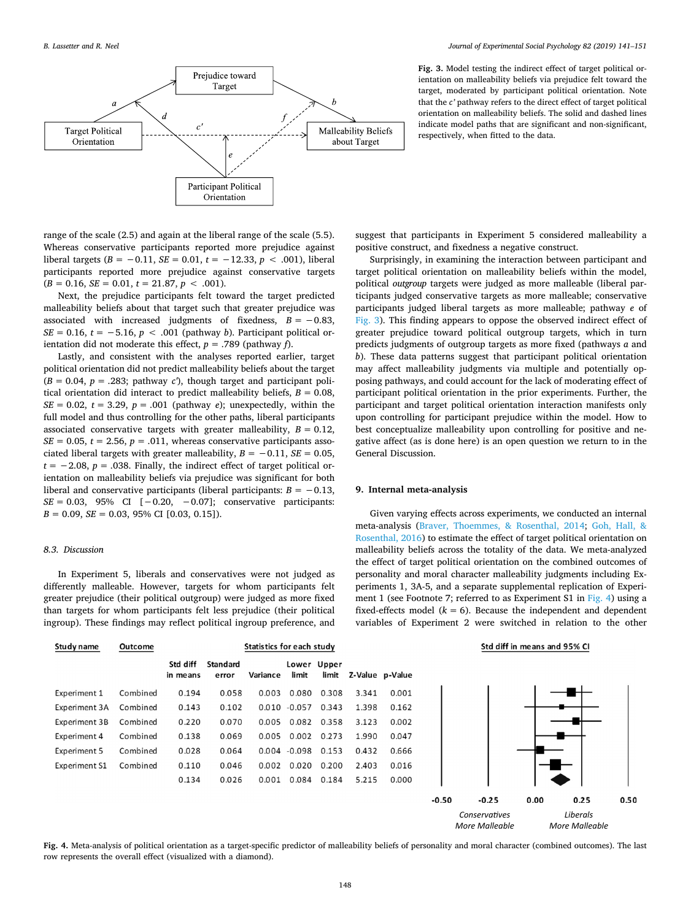Prejudice toward Target

Target Political Orientation

Malleability Beliefs about Target

Participant Political Orientation

**Fig. 3.** Model testing the indirect effect of target political orientation on malleability beliefs via prejudice felt toward the target, moderated by participant political orientation. Note that the *c'* pathway refers to the direct effect of target political orientation on malleability beliefs. The solid and dashed lines indicate model paths that are significant and non-significant, respectively, when fitted to the data.

range of the scale (2.5) and again at the liberal range of the scale (5.5). Whereas conservative participants reported more prejudice against liberal targets ($B = -0.11$, $SE = 0.01$, $t = -12.33$, $p < .001$), liberal participants reported more prejudice against conservative targets ($B = 0.16$, $SE = 0.01$, $t = 21.87$, $p < .001$).

Next, the prejudice participants felt toward the target predicted malleability beliefs about that target such that greater prejudice was associated with increased judgments of fixedness, $B = -0.83$, $SE = 0.16$, $t = -5.16$, $p < .001$ (pathway *b*). Participant political orientation did not moderate this effect, $p = .789$ (pathway *f*).

Lastly, and consistent with the analyses reported earlier, target political orientation did not predict malleability beliefs about the target ($B = 0.04$, $p = .283$; pathway *c'*), though target and participant political orientation did interact to predict malleability beliefs, $B = 0.08$, $SE = 0.02$, $t = 3.29$, $p = .001$ (pathway *e*); unexpectedly, within the full model and thus controlling for the other paths, liberal participants associated conservative targets with greater malleability, $B = 0.12$, $SE = 0.05$, $t = 2.56$, $p = .011$, whereas conservative participants associated liberal targets with greater malleability, $B = -0.11$, $SE = 0.05$, $t = -2.08$, $p = .038$. Finally, the indirect effect of target political orientation on malleability beliefs via prejudice was significant for both liberal and conservative participants (liberal participants: $B = -0.13$, $SE = 0.03$, 95% CI $[-0.20, \ -0.07]$; conservative participants: $B = 0.09$, $SE = 0.03$, 95% CI $[0.03, 0.15]$).

### 8.3. Discussion

In Experiment 5, liberals and conservatives were not judged as differently malleable. However, targets for whom participants felt greater prejudice (their political outgroup) were judged as more fixed than targets for whom participants felt less prejudice (their political ingroup). These findings may reflect political ingroup preference, and suggest that participants in Experiment 5 considered malleability a positive construct, and fixedness a negative construct.

Surprisingly, in examining the interaction between participant and target political orientation on malleability beliefs within the model, political *outgroup* targets were judged as more malleable (liberal participants judged conservative targets as more malleable; conservative participants judged liberal targets as more malleable; pathway *e* of Fig. 3). This finding appears to oppose the observed indirect effect of greater prejudice toward political outgroup targets, which in turn predicts judgments of outgroup targets as more fixed (pathways *a* and *b*). These data patterns suggest that participant political orientation may affect malleability judgments via multiple and potentially opposing pathways, and could account for the lack of moderating effect of participant political orientation in the prior experiments. Further, the participant and target political orientation interaction manifests only upon controlling for participant prejudice within the model. How to best conceptualize malleability upon controlling for positive and negative affect (as is done here) is an open question we return to in the General Discussion.

## 9. Internal meta-analysis

Given varying effects across experiments, we conducted an internal meta-analysis (Braver, Thoemmes, & Rosenthal, 2014; Goh, Hall, & Rosenthal, 2016) to estimate the effect of target political orientation on malleability beliefs across the totality of the data. We meta-analyzed the effect of target political orientation on the combined outcomes of personality and moral character malleability judgments including Experiments 1, 3A-5, and a separate supplemental replication of Experiment 1 (see Footnote 7; referred to as Experiment S1 in Fig. 4) using a fixed-effects model ($k = 6$). Because the independent and dependent variables of Experiment 2 were switched in relation to the other

| Study name | Outcome | Std diff in means | Standard error | Variance | Lower limit | Upper limit | Z-Value | p-Value |
|---|---|---|---|---|---|---|---|---|
| Experiment 1 | Combined | 0.194 | 0.058 | 0.003 | 0.080 | 0.308 | 3.341 | 0.001 |
| Experiment 3A | Combined | 0.143 | 0.102 | 0.010 | -0.057 | 0.343 | 1.398 | 0.162 |
| Experiment 3B | Combined | 0.220 | 0.070 | 0.005 | 0.082 | 0.358 | 3.123 | 0.002 |
| Experiment 4 | Combined | 0.138 | 0.069 | 0.005 | 0.002 | 0.273 | 1.990 | 0.047 |
| Experiment 5 | Combined | 0.028 | 0.064 | 0.004 | -0.098 | 0.153 | 0.432 | 0.666 |
| Experiment S1 | Combined | 0.110 | 0.046 | 0.002 | 0.020 | 0.200 | 2.403 | 0.016 |
| | | 0.134 | 0.026 | 0.001 | 0.084 | 0.184 | 5.215 | 0.000 |

Std diff in means and 95% CI: -0.50, -0.25, 0.00, 0.25, 0.50 — Conservatives More Malleable / Liberals More Malleable

**Fig. 4.** Meta-analysis of political orientation as a target-specific predictor of malleability beliefs of personality and moral character (combined outcomes). The last row represents the overall effect (visualized with a diamond).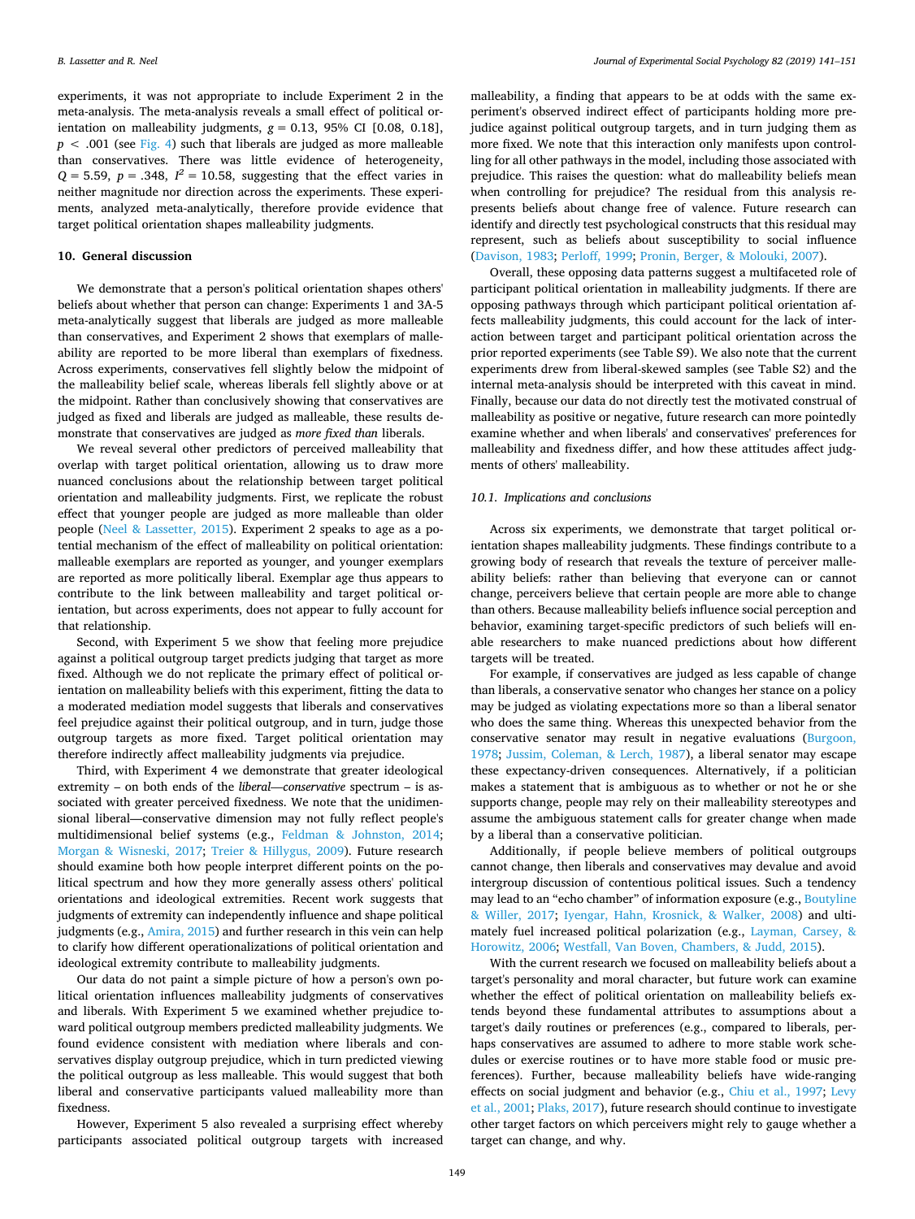experiments, it was not appropriate to include Experiment 2 in the meta-analysis. The meta-analysis reveals a small effect of political orientation on malleability judgments, $g = 0.13$, 95% CI [0.08, 0.18], $p < .001$ (see Fig. 4) such that liberals are judged as more malleable than conservatives. There was little evidence of heterogeneity, $Q = 5.59$, $p = .348$, $I^2 = 10.58$, suggesting that the effect varies in neither magnitude nor direction across the experiments. These experiments, analyzed meta-analytically, therefore provide evidence that target political orientation shapes malleability judgments.

## 10. General discussion

We demonstrate that a person's political orientation shapes others' beliefs about whether that person can change: Experiments 1 and 3A-5 meta-analytically suggest that liberals are judged as more malleable than conservatives, and Experiment 2 shows that exemplars of malleability are reported to be more liberal than exemplars of fixedness. Across experiments, conservatives fell slightly below the midpoint of the malleability belief scale, whereas liberals fell slightly above or at the midpoint. Rather than conclusively showing that conservatives are judged as fixed and liberals are judged as malleable, these results demonstrate that conservatives are judged as *more fixed than* liberals.

We reveal several other predictors of perceived malleability that overlap with target political orientation, allowing us to draw more nuanced conclusions about the relationship between target political orientation and malleability judgments. First, we replicate the robust effect that younger people are judged as more malleable than older people (Neel & Lassetter, 2015). Experiment 2 speaks to age as a potential mechanism of the effect of malleability on political orientation: malleable exemplars are reported as younger, and younger exemplars are reported as more politically liberal. Exemplar age thus appears to contribute to the link between malleability and target political orientation, but across experiments, does not appear to fully account for that relationship.

Second, with Experiment 5 we show that feeling more prejudice against a political outgroup target predicts judging that target as more fixed. Although we do not replicate the primary effect of political orientation on malleability beliefs with this experiment, fitting the data to a moderated mediation model suggests that liberals and conservatives feel prejudice against their political outgroup, and in turn, judge those outgroup targets as more fixed. Target political orientation may therefore indirectly affect malleability judgments via prejudice.

Third, with Experiment 4 we demonstrate that greater ideological extremity – on both ends of the *liberal—conservative* spectrum – is associated with greater perceived fixedness. We note that the unidimensional liberal—conservative dimension may not fully reflect people's multidimensional belief systems (e.g., Feldman & Johnston, 2014; Morgan & Wisneski, 2017; Treier & Hillygus, 2009). Future research should examine both how people interpret different points on the political spectrum and how they more generally assess others' political orientations and ideological extremities. Recent work suggests that judgments of extremity can independently influence and shape political judgments (e.g., Amira, 2015) and further research in this vein can help to clarify how different operationalizations of political orientation and ideological extremity contribute to malleability judgments.

Our data do not paint a simple picture of how a person's own political orientation influences malleability judgments of conservatives and liberals. With Experiment 5 we examined whether prejudice toward political outgroup members predicted malleability judgments. We found evidence consistent with mediation where liberals and conservatives display outgroup prejudice, which in turn predicted viewing the political outgroup as less malleable. This would suggest that both liberal and conservative participants valued malleability more than fixedness.

However, Experiment 5 also revealed a surprising effect whereby participants associated political outgroup targets with increased malleability, a finding that appears to be at odds with the same experiment's observed indirect effect of participants holding more prejudice against political outgroup targets, and in turn judging them as more fixed. We note that this interaction only manifests upon controlling for all other pathways in the model, including those associated with prejudice. This raises the question: what do malleability beliefs mean when controlling for prejudice? The residual from this analysis represents beliefs about change free of valence. Future research can identify and directly test psychological constructs that this residual may represent, such as beliefs about susceptibility to social influence (Davison, 1983; Perloff, 1999; Pronin, Berger, & Molouki, 2007).

Overall, these opposing data patterns suggest a multifaceted role of participant political orientation in malleability judgments. If there are opposing pathways through which participant political orientation affects malleability judgments, this could account for the lack of interaction between target and participant political orientation across the prior reported experiments (see Table S9). We also note that the current experiments drew from liberal-skewed samples (see Table S2) and the internal meta-analysis should be interpreted with this caveat in mind. Finally, because our data do not directly test the motivated construal of malleability as positive or negative, future research can more pointedly examine whether and when liberals' and conservatives' preferences for malleability and fixedness differ, and how these attitudes affect judgments of others' malleability.

### 10.1. Implications and conclusions

Across six experiments, we demonstrate that target political orientation shapes malleability judgments. These findings contribute to a growing body of research that reveals the texture of perceiver malleability beliefs: rather than believing that everyone can or cannot change, perceivers believe that certain people are more able to change than others. Because malleability beliefs influence social perception and behavior, examining target-specific predictors of such beliefs will enable researchers to make nuanced predictions about how different targets will be treated.

For example, if conservatives are judged as less capable of change than liberals, a conservative senator who changes her stance on a policy may be judged as violating expectations more so than a liberal senator who does the same thing. Whereas this unexpected behavior from the conservative senator may result in negative evaluations (Burgoon, 1978; Jussim, Coleman, & Lerch, 1987), a liberal senator may escape these expectancy-driven consequences. Alternatively, if a politician makes a statement that is ambiguous as to whether or not he or she supports change, people may rely on their malleability stereotypes and assume the ambiguous statement calls for greater change when made by a liberal than a conservative politician.

Additionally, if people believe members of political outgroups cannot change, then liberals and conservatives may devalue and avoid intergroup discussion of contentious political issues. Such a tendency may lead to an "echo chamber" of information exposure (e.g., Boutyline & Willer, 2017; Iyengar, Hahn, Krosnick, & Walker, 2008) and ultimately fuel increased political polarization (e.g., Layman, Carsey, & Horowitz, 2006; Westfall, Van Boven, Chambers, & Judd, 2015).

With the current research we focused on malleability beliefs about a target's personality and moral character, but future work can examine whether the effect of political orientation on malleability beliefs extends beyond these fundamental attributes to assumptions about a target's daily routines or preferences (e.g., compared to liberals, perhaps conservatives are assumed to adhere to more stable work schedules or exercise routines or to have more stable food or music preferences). Further, because malleability beliefs have wide-ranging effects on social judgment and behavior (e.g., Chiu et al., 1997; Levy et al., 2001; Plaks, 2017), future research should continue to investigate other target factors on which perceivers might rely to gauge whether a target can change, and why.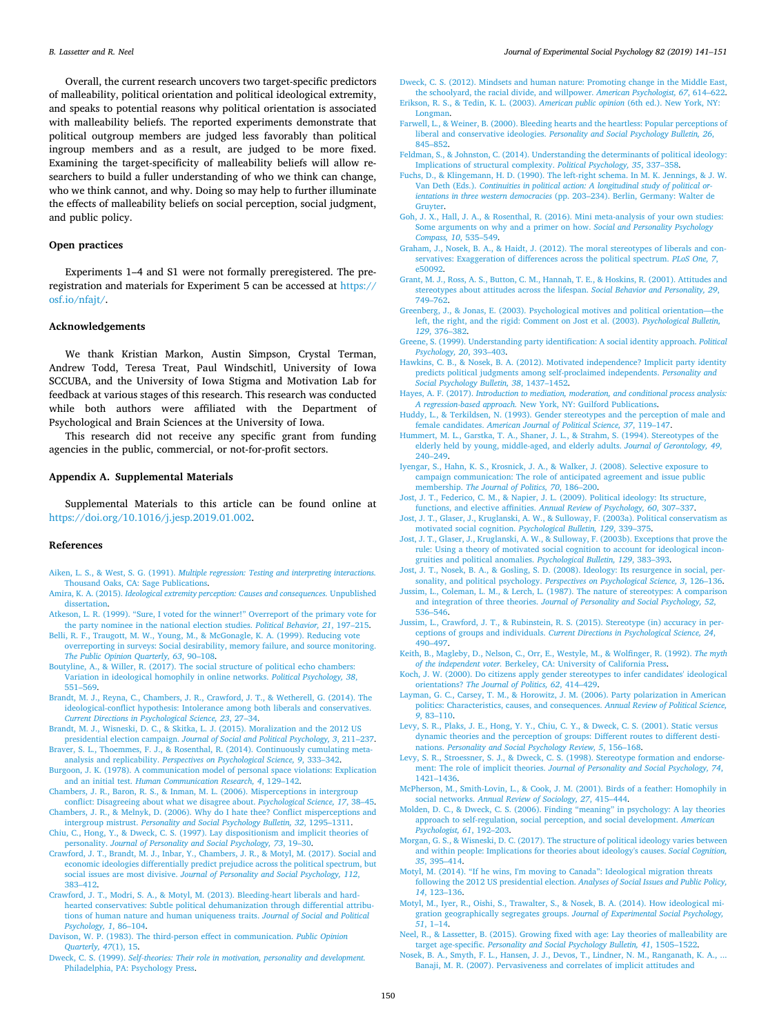Overall, the current research uncovers two target-specific predictors of malleability, political orientation and political ideological extremity, and speaks to potential reasons why political orientation is associated with malleability beliefs. The reported experiments demonstrate that political outgroup members are judged less favorably than political ingroup members and as a result, are judged to be more fixed. Examining the target-specificity of malleability beliefs will allow researchers to build a fuller understanding of who we think can change, who we think cannot, and why. Doing so may help to further illuminate the effects of malleability beliefs on social perception, social judgment, and public policy.

## Open practices

Experiments 1–4 and S1 were not formally preregistered. The preregistration and materials for Experiment 5 can be accessed at https://osf.io/nfajt/.

## Acknowledgements

We thank Kristian Markon, Austin Simpson, Crystal Terman, Andrew Todd, Teresa Treat, Paul Windschitl, University of Iowa SCCUBA, and the University of Iowa Stigma and Motivation Lab for feedback at various stages of this research. This research was conducted while both authors were affiliated with the Department of Psychological and Brain Sciences at the University of Iowa.

This research did not receive any specific grant from funding agencies in the public, commercial, or not-for-profit sectors.

## Appendix A. Supplemental Materials

Supplemental Materials to this article can be found online at https://doi.org/10.1016/j.jesp.2019.01.002.

## References

Aiken, L. S., & West, S. G. (1991). *Multiple regression: Testing and interpreting interactions.* Thousand Oaks, CA: Sage Publications.

Amira, K. A. (2015). *Ideological extremity perception: Causes and consequences.* Unpublished dissertation.

Atkeson, L. R. (1999). "Sure, I voted for the winner!" Overreport of the primary vote for the party nominee in the national election studies. *Political Behavior, 21*, 197–215.

Belli, R. F., Traugott, M. W., Young, M., & McGonagle, K. A. (1999). Reducing vote overreporting in surveys: Social desirability, memory failure, and source monitoring. *The Public Opinion Quarterly, 63*, 90–108.

Boutyline, A., & Willer, R. (2017). The social structure of political echo chambers: Variation in ideological homophily in online networks. *Political Psychology, 38*, 551–569.

Brandt, M. J., Reyna, C., Chambers, J. R., Crawford, J. T., & Wetherell, G. (2014). The ideological-conflict hypothesis: Intolerance among both liberals and conservatives. *Current Directions in Psychological Science, 23*, 27–34.

Brandt, M. J., Wisneski, D. C., & Skitka, L. J. (2015). Moralization and the 2012 US presidential election campaign. *Journal of Social and Political Psychology, 3*, 211–237.

Braver, S. L., Thoemmes, F. J., & Rosenthal, R. (2014). Continuously cumulating meta-analysis and replicability. *Perspectives on Psychological Science, 9*, 333–342.

Burgoon, J. K. (1978). A communication model of personal space violations: Explication and an initial test. *Human Communication Research, 4*, 129–142.

Chambers, J. R., Baron, R. S., & Inman, M. L. (2006). Misperceptions in intergroup conflict: Disagreeing about what we disagree about. *Psychological Science, 17*, 38–45.

Chambers, J. R., & Melnyk, D. (2006). Why do I hate thee? Conflict misperceptions and intergroup mistrust. *Personality and Social Psychology Bulletin, 32*, 1295–1311.

Chiu, C., Hong, Y., & Dweck, C. S. (1997). Lay dispositionism and implicit theories of personality. *Journal of Personality and Social Psychology, 73*, 19–30.

Crawford, J. T., Brandt, M. J., Inbar, Y., Chambers, J. R., & Motyl, M. (2017). Social and economic ideologies differentially predict prejudice across the political spectrum, but social issues are most divisive. *Journal of Personality and Social Psychology, 112*, 383–412.

Crawford, J. T., Modri, S. A., & Motyl, M. (2013). Bleeding-heart liberals and hard-hearted conservatives: Subtle political dehumanization through differential attributions of human nature and human uniqueness traits. *Journal of Social and Political Psychology, 1*, 86–104.

Davison, W. P. (1983). The third-person effect in communication. *Public Opinion Quarterly, 47*(1), 15.

Dweck, C. S. (1999). *Self-theories: Their role in motivation, personality and development.* Philadelphia, PA: Psychology Press.

Dweck, C. S. (2012). Mindsets and human nature: Promoting change in the Middle East, the schoolyard, the racial divide, and willpower. *American Psychologist, 67*, 614–622.

Erikson, R. S., & Tedin, K. L. (2003). *American public opinion* (6th ed.). New York, NY: Longman.

Farwell, L., & Weiner, B. (2000). Bleeding hearts and the heartless: Popular perceptions of liberal and conservative ideologies. *Personality and Social Psychology Bulletin, 26*, 845–852.

Feldman, S., & Johnston, C. (2014). Understanding the determinants of political ideology: Implications of structural complexity. *Political Psychology, 35*, 337–358.

Fuchs, D., & Klingemann, H. D. (1990). The left-right schema. In M. K. Jennings, & J. W. Van Deth (Eds.). *Continuities in political action: A longitudinal study of political orientations in three western democracies* (pp. 203–234). Berlin, Germany: Walter de Gruyter.

Goh, J. X., Hall, J. A., & Rosenthal, R. (2016). Mini meta-analysis of your own studies: Some arguments on why and a primer on how. *Social and Personality Psychology Compass, 10*, 535–549.

Graham, J., Nosek, B. A., & Haidt, J. (2012). The moral stereotypes of liberals and conservatives: Exaggeration of differences across the political spectrum. *PLoS One, 7*, e50092.

Grant, M. J., Ross, A. S., Button, C. M., Hannah, T. E., & Hoskins, R. (2001). Attitudes and stereotypes about attitudes across the lifespan. *Social Behavior and Personality, 29*, 749–762.

Greenberg, J., & Jonas, E. (2003). Psychological motives and political orientation—the left, the right, and the rigid: Comment on Jost et al. (2003). *Psychological Bulletin, 129*, 376–382.

Greene, S. (1999). Understanding party identification: A social identity approach. *Political Psychology, 20*, 393–403.

Hawkins, C. B., & Nosek, B. A. (2012). Motivated independence? Implicit party identity predicts political judgments among self-proclaimed independents. *Personality and Social Psychology Bulletin, 38*, 1437–1452.

Hayes, A. F. (2017). *Introduction to mediation, moderation, and conditional process analysis: A regression-based approach.* New York, NY: Guilford Publications.

Huddy, L., & Terkildsen, N. (1993). Gender stereotypes and the perception of male and female candidates. *American Journal of Political Science, 37*, 119–147.

Hummert, M. L., Garstka, T. A., Shaner, J. L., & Strahm, S. (1994). Stereotypes of the elderly held by young, middle-aged, and elderly adults. *Journal of Gerontology, 49*, 240–249.

Iyengar, S., Hahn, K. S., Krosnick, J. A., & Walker, J. (2008). Selective exposure to campaign communication: The role of anticipated agreement and issue public membership. *The Journal of Politics, 70*, 186–200.

Jost, J. T., Federico, C. M., & Napier, J. L. (2009). Political ideology: Its structure, functions, and elective affinities. *Annual Review of Psychology, 60*, 307–337.

Jost, J. T., Glaser, J., Kruglanski, A. W., & Sulloway, F. (2003a). Political conservatism as motivated social cognition. *Psychological Bulletin, 129*, 339–375.

Jost, J. T., Glaser, J., Kruglanski, A. W., & Sulloway, F. (2003b). Exceptions that prove the rule: Using a theory of motivated social cognition to account for ideological incongruities and political anomalies. *Psychological Bulletin, 129*, 383–393.

Jost, J. T., Nosek, B. A., & Gosling, S. D. (2008). Ideology: Its resurgence in social, personality, and political psychology. *Perspectives on Psychological Science, 3*, 126–136.

Jussim, L., Coleman, L. M., & Lerch, L. (1987). The nature of stereotypes: A comparison and integration of three theories. *Journal of Personality and Social Psychology, 52*, 536–546.

Jussim, L., Crawford, J. T., & Rubinstein, R. S. (2015). Stereotype (in) accuracy in perceptions of groups and individuals. *Current Directions in Psychological Science, 24*, 490–497.

Keith, B., Magleby, D., Nelson, C., Orr, E., Westyle, M., & Wolfinger, R. (1992). *The myth of the independent voter.* Berkeley, CA: University of California Press.

Koch, J. W. (2000). Do citizens apply gender stereotypes to infer candidates' ideological orientations? *The Journal of Politics, 62*, 414–429.

Layman, G. C., Carsey, T. M., & Horowitz, J. M. (2006). Party polarization in American politics: Characteristics, causes, and consequences. *Annual Review of Political Science, 9*, 83–110.

Levy, S. R., Plaks, J. E., Hong, Y. Y., Chiu, C. Y., & Dweck, C. S. (2001). Static versus dynamic theories and the perception of groups: Different routes to different destinations. *Personality and Social Psychology Review, 5*, 156–168.

Levy, S. R., Stroessner, S. J., & Dweck, C. S. (1998). Stereotype formation and endorsement: The role of implicit theories. *Journal of Personality and Social Psychology, 74*, 1421–1436.

McPherson, M., Smith-Lovin, L., & Cook, J. M. (2001). Birds of a feather: Homophily in social networks. *Annual Review of Sociology, 27*, 415–444.

Molden, D. C., & Dweck, C. S. (2006). Finding "meaning" in psychology: A lay theories approach to self-regulation, social perception, and social development. *American Psychologist, 61*, 192–203.

Morgan, G. S., & Wisneski, D. C. (2017). The structure of political ideology varies between and within people: Implications for theories about ideology's causes. *Social Cognition, 35*, 395–414.

Motyl, M. (2014). "If he wins, I'm moving to Canada": Ideological migration threats following the 2012 US presidential election. *Analyses of Social Issues and Public Policy, 14*, 123–136.

Motyl, M., Iyer, R., Oishi, S., Trawalter, S., & Nosek, B. A. (2014). How ideological migration geographically segregates groups. *Journal of Experimental Social Psychology, 51*, 1–14.

Neel, R., & Lassetter, B. (2015). Growing fixed with age: Lay theories of malleability are target age-specific. *Personality and Social Psychology Bulletin, 41*, 1505–1522.

Nosek, B. A., Smyth, F. L., Hansen, J. J., Devos, T., Lindner, N. M., Ranganath, K. A., ... Banaji, M. R. (2007). Pervasiveness and correlates of implicit attitudes and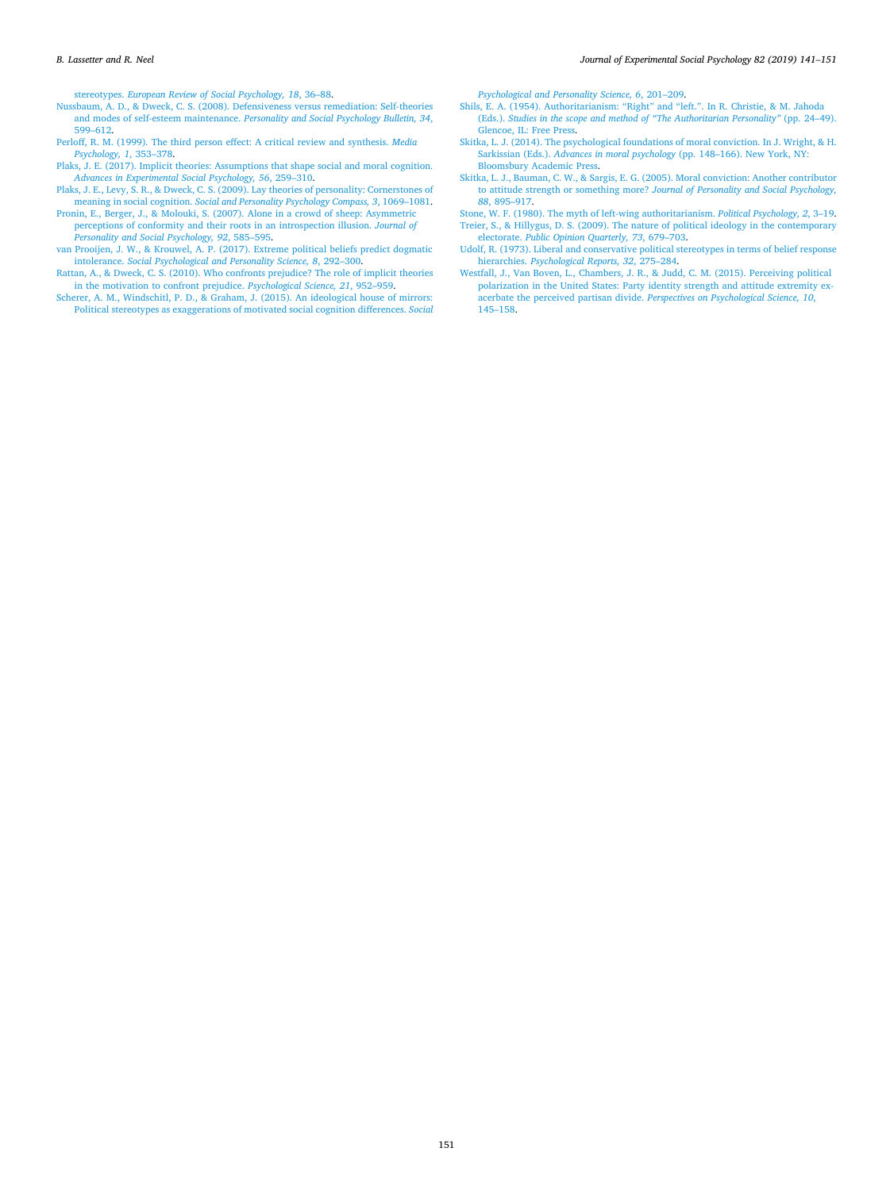stereotypes. *European Review of Social Psychology, 18*, 36–88.

Nussbaum, A. D., & Dweck, C. S. (2008). Defensiveness versus remediation: Self-theories and modes of self-esteem maintenance. *Personality and Social Psychology Bulletin, 34*, 599–612.

Perloff, R. M. (1999). The third person effect: A critical review and synthesis. *Media Psychology, 1*, 353–378.

Plaks, J. E. (2017). Implicit theories: Assumptions that shape social and moral cognition. *Advances in Experimental Social Psychology, 56*, 259–310.

Plaks, J. E., Levy, S. R., & Dweck, C. S. (2009). Lay theories of personality: Cornerstones of meaning in social cognition. *Social and Personality Psychology Compass, 3*, 1069–1081.

Pronin, E., Berger, J., & Molouki, S. (2007). Alone in a crowd of sheep: Asymmetric perceptions of conformity and their roots in an introspection illusion. *Journal of Personality and Social Psychology, 92*, 585–595.

van Prooijen, J. W., & Krouwel, A. P. (2017). Extreme political beliefs predict dogmatic intolerance. *Social Psychological and Personality Science, 8*, 292–300.

Rattan, A., & Dweck, C. S. (2010). Who confronts prejudice? The role of implicit theories in the motivation to confront prejudice. *Psychological Science, 21*, 952–959.

Scherer, A. M., Windschitl, P. D., & Graham, J. (2015). An ideological house of mirrors: Political stereotypes as exaggerations of motivated social cognition differences. *Social Psychological and Personality Science, 6*, 201–209.

Shils, E. A. (1954). Authoritarianism: "Right" and "left.". In R. Christie, & M. Jahoda (Eds.). *Studies in the scope and method of "The Authoritarian Personality"* (pp. 24–49). Glencoe, IL: Free Press.

Skitka, L. J. (2014). The psychological foundations of moral conviction. In J. Wright, & H. Sarkissian (Eds.). *Advances in moral psychology* (pp. 148–166). New York, NY: Bloomsbury Academic Press.

Skitka, L. J., Bauman, C. W., & Sargis, E. G. (2005). Moral conviction: Another contributor to attitude strength or something more? *Journal of Personality and Social Psychology, 88*, 895–917.

Stone, W. F. (1980). The myth of left-wing authoritarianism. *Political Psychology, 2*, 3–19.

Treier, S., & Hillygus, D. S. (2009). The nature of political ideology in the contemporary electorate. *Public Opinion Quarterly, 73*, 679–703.

Udolf, R. (1973). Liberal and conservative political stereotypes in terms of belief response hierarchies. *Psychological Reports, 32*, 275–284.

Westfall, J., Van Boven, L., Chambers, J. R., & Judd, C. M. (2015). Perceiving political polarization in the United States: Party identity strength and attitude extremity exacerbate the perceived partisan divide. *Perspectives on Psychological Science, 10*, 145–158.